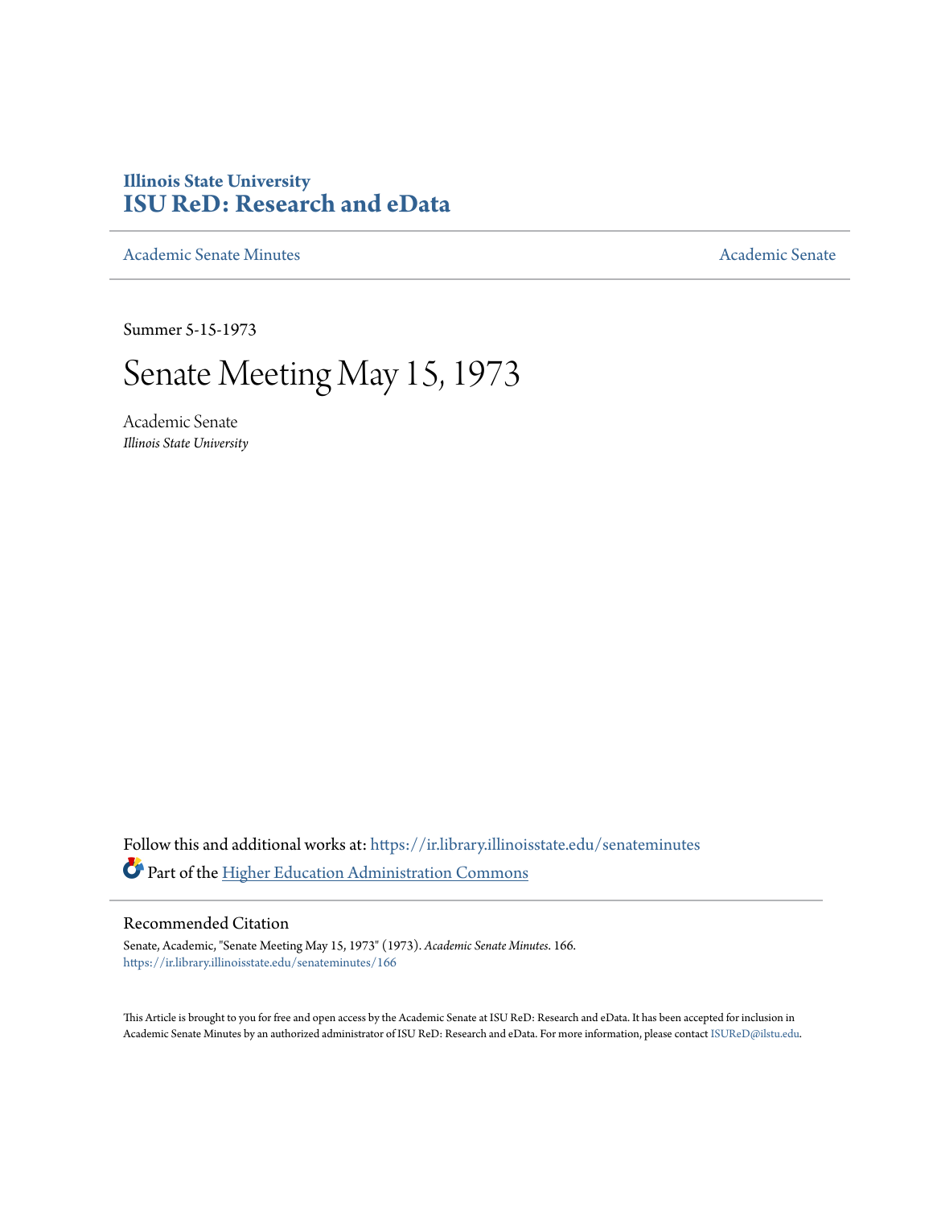Illinois State University

# ISU ReD: Research and eData

Academic Senate Minutes

Academic Senate

Summer 5-15-1973

# Senate Meeting May 15, 1973

Academic Senate
*Illinois State University*

Follow this and additional works at: https://ir.library.illinoisstate.edu/senateminutes

Part of the Higher Education Administration Commons

## Recommended Citation

Senate, Academic, "Senate Meeting May 15, 1973" (1973). *Academic Senate Minutes*. 166.
https://ir.library.illinoisstate.edu/senateminutes/166

This Article is brought to you for free and open access by the Academic Senate at ISU ReD: Research and eData. It has been accepted for inclusion in Academic Senate Minutes by an authorized administrator of ISU ReD: Research and eData. For more information, please contact ISUReD@ilstu.edu.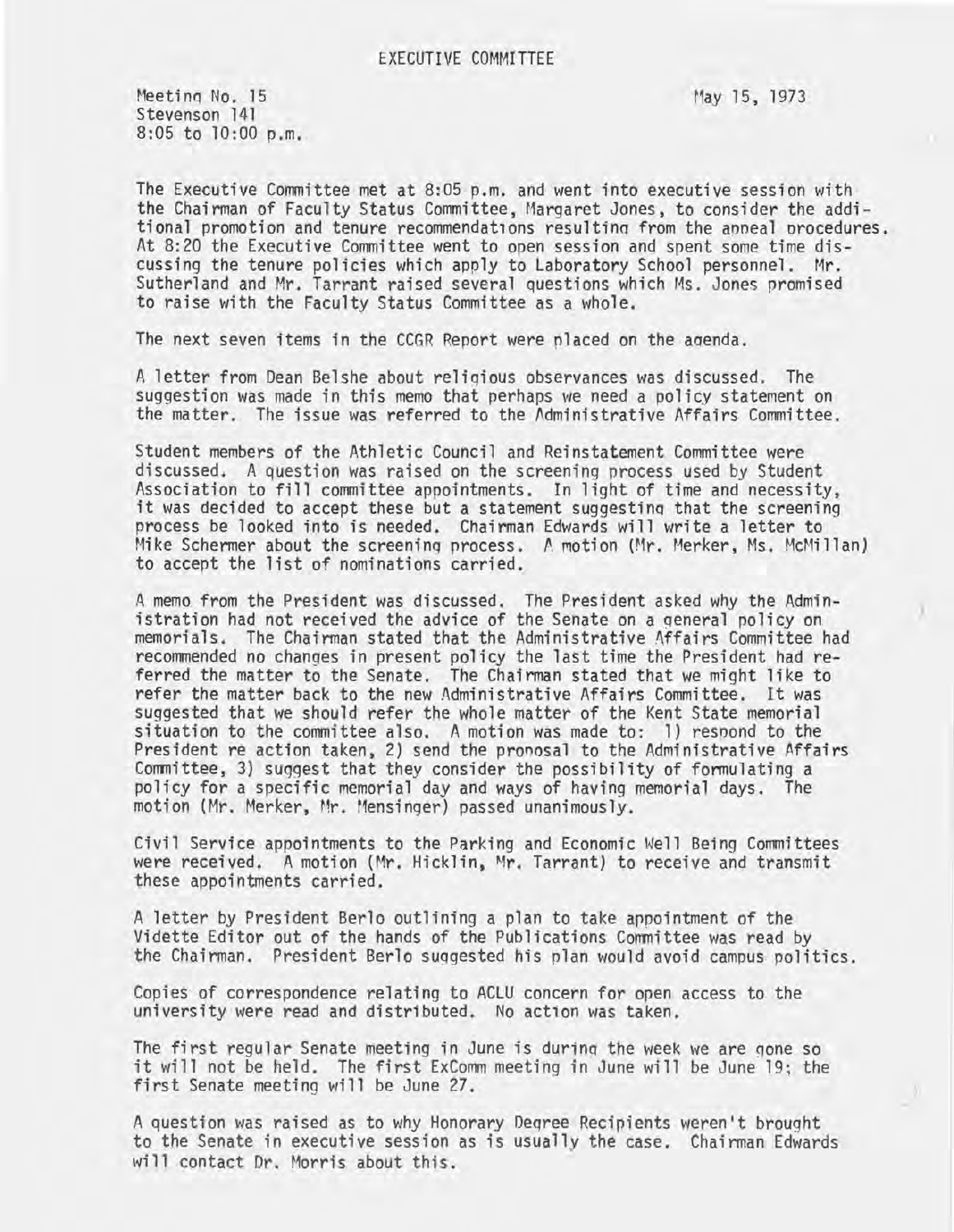EXECUTIVE COMMITTEE

Meeting No. 15
Stevenson 141
8:05 to 10:00 p.m.

May 15, 1973

The Executive Committee met at 8:05 p.m. and went into executive session with the Chairman of Faculty Status Committee, Margaret Jones, to consider the additional promotion and tenure recommendations resulting from the appeal procedures. At 8:20 the Executive Committee went to open session and spent some time discussing the tenure policies which apply to Laboratory School personnel. Mr. Sutherland and Mr. Tarrant raised several questions which Ms. Jones promised to raise with the Faculty Status Committee as a whole.

The next seven items in the CCGR Report were placed on the agenda.

A letter from Dean Belshe about religious observances was discussed. The suggestion was made in this memo that perhaps we need a policy statement on the matter. The issue was referred to the Administrative Affairs Committee.

Student members of the Athletic Council and Reinstatement Committee were discussed. A question was raised on the screening process used by Student Association to fill committee appointments. In light of time and necessity, it was decided to accept these but a statement suggesting that the screening process be looked into is needed. Chairman Edwards will write a letter to Mike Schermer about the screening process. A motion (Mr. Merker, Ms. McMillan) to accept the list of nominations carried.

A memo from the President was discussed. The President asked why the Administration had not received the advice of the Senate on a general policy on memorials. The Chairman stated that the Administrative Affairs Committee had recommended no changes in present policy the last time the President had referred the matter to the Senate. The Chairman stated that we might like to refer the matter back to the new Administrative Affairs Committee. It was suggested that we should refer the whole matter of the Kent State memorial situation to the committee also. A motion was made to: 1) respond to the President re action taken, 2) send the proposal to the Administrative Affairs Committee, 3) suggest that they consider the possibility of formulating a policy for a specific memorial day and ways of having memorial days. The motion (Mr. Merker, Mr. Mensinger) passed unanimously.

Civil Service appointments to the Parking and Economic Well Being Committees were received. A motion (Mr. Hicklin, Mr. Tarrant) to receive and transmit these appointments carried.

A letter by President Berlo outlining a plan to take appointment of the Vidette Editor out of the hands of the Publications Committee was read by the Chairman. President Berlo suggested his plan would avoid campus politics.

Copies of correspondence relating to ACLU concern for open access to the university were read and distributed. No action was taken.

The first regular Senate meeting in June is during the week we are gone so it will not be held. The first ExComm meeting in June will be June 19; the first Senate meeting will be June 27.

A question was raised as to why Honorary Degree Recipients weren't brought to the Senate in executive session as is usually the case. Chairman Edwards will contact Dr. Morris about this.